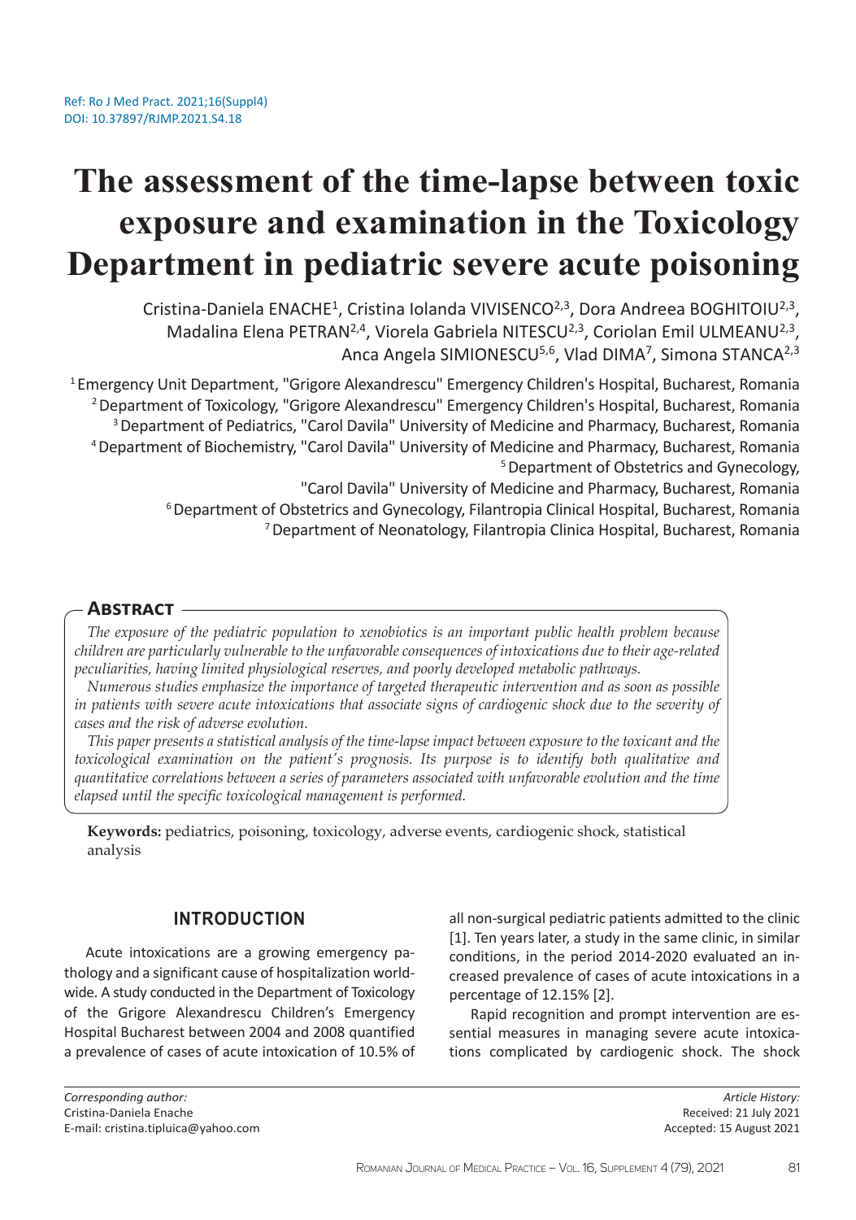Ref: Ro J Med Pract. 2021;16(Suppl4)
DOI: 10.37897/RJMP.2021.S4.18

# The assessment of the time-lapse between toxic exposure and examination in the Toxicology Department in pediatric severe acute poisoning

Cristina-Daniela ENACHE[1], Cristina Iolanda VIVISENCO[2,3], Dora Andreea BOGHITOIU[2,3], Madalina Elena PETRAN[2,4], Viorela Gabriela NITESCU[2,3], Coriolan Emil ULMEANU[2,3], Anca Angela SIMIONESCU[5,6], Vlad DIMA[7], Simona STANCA[2,3]

[1] Emergency Unit Department, "Grigore Alexandrescu" Emergency Children's Hospital, Bucharest, Romania
[2] Department of Toxicology, "Grigore Alexandrescu" Emergency Children's Hospital, Bucharest, Romania
[3] Department of Pediatrics, "Carol Davila" University of Medicine and Pharmacy, Bucharest, Romania
[4] Department of Biochemistry, "Carol Davila" University of Medicine and Pharmacy, Bucharest, Romania
[5] Department of Obstetrics and Gynecology, "Carol Davila" University of Medicine and Pharmacy, Bucharest, Romania
[6] Department of Obstetrics and Gynecology, Filantropia Clinical Hospital, Bucharest, Romania
[7] Department of Neonatology, Filantropia Clinica Hospital, Bucharest, Romania

## Abstract

*The exposure of the pediatric population to xenobiotics is an important public health problem because children are particularly vulnerable to the unfavorable consequences of intoxications due to their age-related peculiarities, having limited physiological reserves, and poorly developed metabolic pathways.*

*Numerous studies emphasize the importance of targeted therapeutic intervention and as soon as possible in patients with severe acute intoxications that associate signs of cardiogenic shock due to the severity of cases and the risk of adverse evolution.*

*This paper presents a statistical analysis of the time-lapse impact between exposure to the toxicant and the toxicological examination on the patient's prognosis. Its purpose is to identify both qualitative and quantitative correlations between a series of parameters associated with unfavorable evolution and the time elapsed until the specific toxicological management is performed.*

**Keywords:** pediatrics, poisoning, toxicology, adverse events, cardiogenic shock, statistical analysis

## INTRODUCTION

Acute intoxications are a growing emergency pathology and a significant cause of hospitalization worldwide. A study conducted in the Department of Toxicology of the Grigore Alexandrescu Children's Emergency Hospital Bucharest between 2004 and 2008 quantified a prevalence of cases of acute intoxication of 10.5% of all non-surgical pediatric patients admitted to the clinic [1]. Ten years later, a study in the same clinic, in similar conditions, in the period 2014-2020 evaluated an increased prevalence of cases of acute intoxications in a percentage of 12.15% [2].

Rapid recognition and prompt intervention are essential measures in managing severe acute intoxications complicated by cardiogenic shock. The shock

*Corresponding author:*
Cristina-Daniela Enache
E-mail: cristina.tipluica@yahoo.com

*Article History:*
Received: 21 July 2021
Accepted: 15 August 2021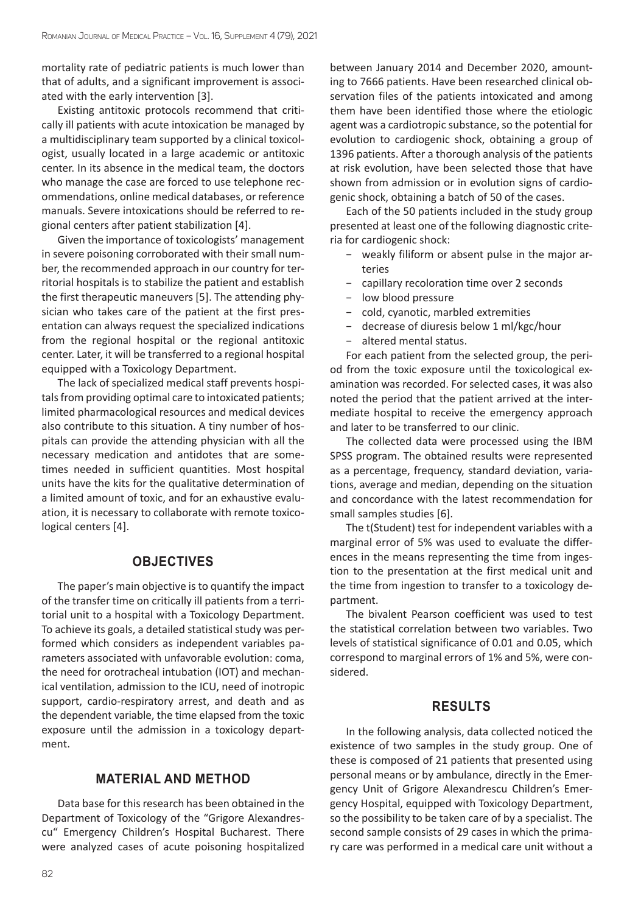mortality rate of pediatric patients is much lower than that of adults, and a significant improvement is associated with the early intervention [3].

Existing antitoxic protocols recommend that critically ill patients with acute intoxication be managed by a multidisciplinary team supported by a clinical toxicologist, usually located in a large academic or antitoxic center. In its absence in the medical team, the doctors who manage the case are forced to use telephone recommendations, online medical databases, or reference manuals. Severe intoxications should be referred to regional centers after patient stabilization [4].

Given the importance of toxicologists' management in severe poisoning corroborated with their small number, the recommended approach in our country for territorial hospitals is to stabilize the patient and establish the first therapeutic maneuvers [5]. The attending physician who takes care of the patient at the first presentation can always request the specialized indications from the regional hospital or the regional antitoxic center. Later, it will be transferred to a regional hospital equipped with a Toxicology Department.

The lack of specialized medical staff prevents hospitals from providing optimal care to intoxicated patients; limited pharmacological resources and medical devices also contribute to this situation. A tiny number of hospitals can provide the attending physician with all the necessary medication and antidotes that are sometimes needed in sufficient quantities. Most hospital units have the kits for the qualitative determination of a limited amount of toxic, and for an exhaustive evaluation, it is necessary to collaborate with remote toxicological centers [4].

## OBJECTIVES

The paper's main objective is to quantify the impact of the transfer time on critically ill patients from a territorial unit to a hospital with a Toxicology Department. To achieve its goals, a detailed statistical study was performed which considers as independent variables parameters associated with unfavorable evolution: coma, the need for orotracheal intubation (IOT) and mechanical ventilation, admission to the ICU, need of inotropic support, cardio-respiratory arrest, and death and as the dependent variable, the time elapsed from the toxic exposure until the admission in a toxicology department.

## MATERIAL AND METHOD

Data base for this research has been obtained in the Department of Toxicology of the "Grigore Alexandrescu" Emergency Children's Hospital Bucharest. There were analyzed cases of acute poisoning hospitalized between January 2014 and December 2020, amounting to 7666 patients. Have been researched clinical observation files of the patients intoxicated and among them have been identified those where the etiologic agent was a cardiotropic substance, so the potential for evolution to cardiogenic shock, obtaining a group of 1396 patients. After a thorough analysis of the patients at risk evolution, have been selected those that have shown from admission or in evolution signs of cardiogenic shock, obtaining a batch of 50 of the cases.

Each of the 50 patients included in the study group presented at least one of the following diagnostic criteria for cardiogenic shock:

- weakly filiform or absent pulse in the major arteries
- capillary recoloration time over 2 seconds
- low blood pressure
- cold, cyanotic, marbled extremities
- decrease of diuresis below 1 ml/kgc/hour
- altered mental status.

For each patient from the selected group, the period from the toxic exposure until the toxicological examination was recorded. For selected cases, it was also noted the period that the patient arrived at the intermediate hospital to receive the emergency approach and later to be transferred to our clinic.

The collected data were processed using the IBM SPSS program. The obtained results were represented as a percentage, frequency, standard deviation, variations, average and median, depending on the situation and concordance with the latest recommendation for small samples studies [6].

The t(Student) test for independent variables with a marginal error of 5% was used to evaluate the differences in the means representing the time from ingestion to the presentation at the first medical unit and the time from ingestion to transfer to a toxicology department.

The bivalent Pearson coefficient was used to test the statistical correlation between two variables. Two levels of statistical significance of 0.01 and 0.05, which correspond to marginal errors of 1% and 5%, were considered.

## RESULTS

In the following analysis, data collected noticed the existence of two samples in the study group. One of these is composed of 21 patients that presented using personal means or by ambulance, directly in the Emergency Unit of Grigore Alexandrescu Children's Emergency Hospital, equipped with Toxicology Department, so the possibility to be taken care of by a specialist. The second sample consists of 29 cases in which the primary care was performed in a medical care unit without a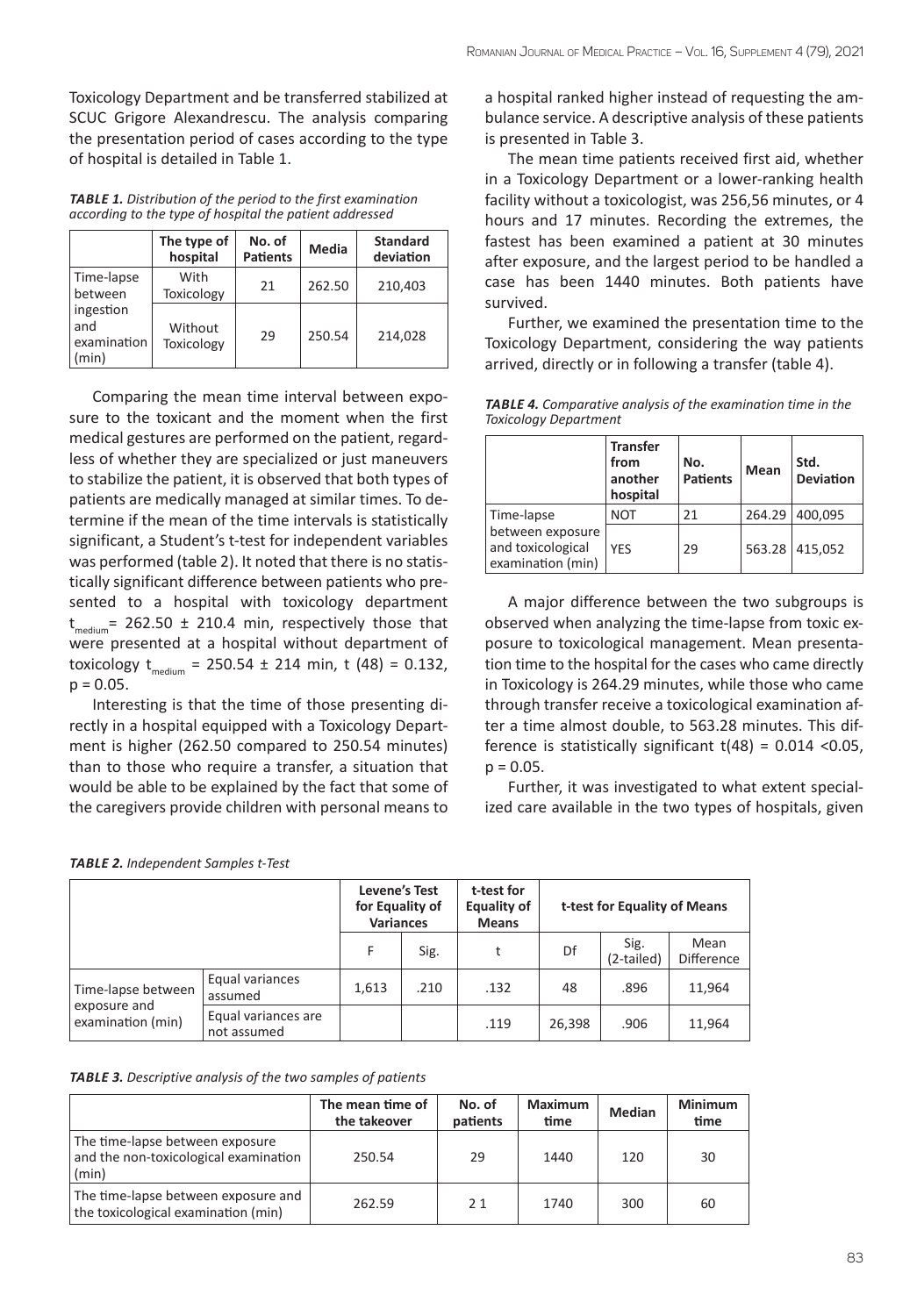Toxicology Department and be transferred stabilized at SCUC Grigore Alexandrescu. The analysis comparing the presentation period of cases according to the type of hospital is detailed in Table 1.

***TABLE 1.*** *Distribution of the period to the first examination according to the type of hospital the patient addressed*

| | The type of hospital | No. of Patients | Media | Standard deviation |
|---|---|---|---|---|
| Time-lapse between ingestion and examination (min) | With Toxicology | 21 | 262.50 | 210,403 |
| | Without Toxicology | 29 | 250.54 | 214,028 |

Comparing the mean time interval between exposure to the toxicant and the moment when the first medical gestures are performed on the patient, regardless of whether they are specialized or just maneuvers to stabilize the patient, it is observed that both types of patients are medically managed at similar times. To determine if the mean of the time intervals is statistically significant, a Student's t-test for independent variables was performed (table 2). It noted that there is no statistically significant difference between patients who presented to a hospital with toxicology department $t_{medium}$= 262.50 ± 210.4 min, respectively those that were presented at a hospital without department of toxicology $t_{medium}$ = 250.54 ± 214 min, $t(48) = 0.132$, $p = 0.05$.

Interesting is that the time of those presenting directly in a hospital equipped with a Toxicology Department is higher (262.50 compared to 250.54 minutes) than to those who require a transfer, a situation that would be able to be explained by the fact that some of the caregivers provide children with personal means to a hospital ranked higher instead of requesting the ambulance service. A descriptive analysis of these patients is presented in Table 3.

The mean time patients received first aid, whether in a Toxicology Department or a lower-ranking health facility without a toxicologist, was 256,56 minutes, or 4 hours and 17 minutes. Recording the extremes, the fastest has been examined a patient at 30 minutes after exposure, and the largest period to be handled a case has been 1440 minutes. Both patients have survived.

Further, we examined the presentation time to the Toxicology Department, considering the way patients arrived, directly or in following a transfer (table 4).

***TABLE 4.*** *Comparative analysis of the examination time in the Toxicology Department*

| | Transfer from another hospital | No. Patients | Mean | Std. Deviation |
|---|---|---|---|---|
| Time-lapse between exposure and toxicological examination (min) | NOT | 21 | 264.29 | 400,095 |
| | YES | 29 | 563.28 | 415,052 |

A major difference between the two subgroups is observed when analyzing the time-lapse from toxic exposure to toxicological management. Mean presentation time to the hospital for the cases who came directly in Toxicology is 264.29 minutes, while those who came through transfer receive a toxicological examination after a time almost double, to 563.28 minutes. This difference is statistically significant $t(48) = 0.014 < 0.05$, $p = 0.05$.

Further, it was investigated to what extent specialized care available in the two types of hospitals, given

***TABLE 2.*** *Independent Samples t-Test*

| | | Levene's Test for Equality of Variances | | t-test for Equality of Means | t-test for Equality of Means | | |
|---|---|---|---|---|---|---|---|
| | | F | Sig. | t | Df | Sig. (2-tailed) | Mean Difference |
| Time-lapse between exposure and examination (min) | Equal variances assumed | 1,613 | .210 | .132 | 48 | .896 | 11,964 |
| | Equal variances are not assumed | | | .119 | 26,398 | .906 | 11,964 |

***TABLE 3.*** *Descriptive analysis of the two samples of patients*

| | The mean time of the takeover | No. of patients | Maximum time | Median | Minimum time |
|---|---|---|---|---|---|
| The time-lapse between exposure and the non-toxicological examination (min) | 250.54 | 29 | 1440 | 120 | 30 |
| The time-lapse between exposure and the toxicological examination (min) | 262.59 | 2 1 | 1740 | 300 | 60 |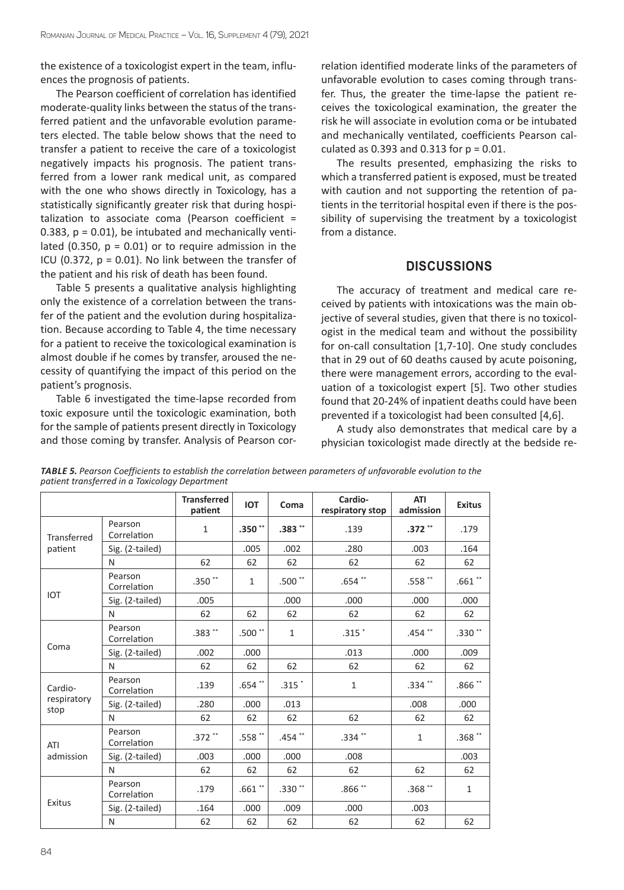the existence of a toxicologist expert in the team, influences the prognosis of patients.

The Pearson coefficient of correlation has identified moderate-quality links between the status of the transferred patient and the unfavorable evolution parameters elected. The table below shows that the need to transfer a patient to receive the care of a toxicologist negatively impacts his prognosis. The patient transferred from a lower rank medical unit, as compared with the one who shows directly in Toxicology, has a statistically significantly greater risk that during hospitalization to associate coma (Pearson coefficient = 0.383, p = 0.01), be intubated and mechanically ventilated (0.350, p = 0.01) or to require admission in the ICU (0.372, p = 0.01). No link between the transfer of the patient and his risk of death has been found.

Table 5 presents a qualitative analysis highlighting only the existence of a correlation between the transfer of the patient and the evolution during hospitalization. Because according to Table 4, the time necessary for a patient to receive the toxicological examination is almost double if he comes by transfer, aroused the necessity of quantifying the impact of this period on the patient's prognosis.

Table 6 investigated the time-lapse recorded from toxic exposure until the toxicologic examination, both for the sample of patients present directly in Toxicology and those coming by transfer. Analysis of Pearson correlation identified moderate links of the parameters of unfavorable evolution to cases coming through transfer. Thus, the greater the time-lapse the patient receives the toxicological examination, the greater the risk he will associate in evolution coma or be intubated and mechanically ventilated, coefficients Pearson calculated as 0.393 and 0.313 for p = 0.01.

The results presented, emphasizing the risks to which a transferred patient is exposed, must be treated with caution and not supporting the retention of patients in the territorial hospital even if there is the possibility of supervising the treatment by a toxicologist from a distance.

## DISCUSSIONS

The accuracy of treatment and medical care received by patients with intoxications was the main objective of several studies, given that there is no toxicologist in the medical team and without the possibility for on-call consultation [1,7-10]. One study concludes that in 29 out of 60 deaths caused by acute poisoning, there were management errors, according to the evaluation of a toxicologist expert [5]. Two other studies found that 20-24% of inpatient deaths could have been prevented if a toxicologist had been consulted [4,6].

A study also demonstrates that medical care by a physician toxicologist made directly at the bedside re-

***TABLE 5.** Pearson Coefficients to establish the correlation between parameters of unfavorable evolution to the patient transferred in a Toxicology Department*

| | | Transferred patient | IOT | Coma | Cardio-respiratory stop | ATI admission | Exitus |
|---|---|---|---|---|---|---|---|
| Transferred patient | Pearson Correlation | 1 | **.350** ** | **.383** ** | .139 | **.372** ** | .179 |
| | Sig. (2-tailed) | | .005 | .002 | .280 | .003 | .164 |
| | N | 62 | 62 | 62 | 62 | 62 | 62 |
| IOT | Pearson Correlation | .350 ** | 1 | .500 ** | .654 ** | .558 ** | .661 ** |
| | Sig. (2-tailed) | .005 | | .000 | .000 | .000 | .000 |
| | N | 62 | 62 | 62 | 62 | 62 | 62 |
| Coma | Pearson Correlation | .383 ** | .500 ** | 1 | .315 * | .454 ** | .330 ** |
| | Sig. (2-tailed) | .002 | .000 | | .013 | .000 | .009 |
| | N | 62 | 62 | 62 | 62 | 62 | 62 |
| Cardio-respiratory stop | Pearson Correlation | .139 | .654 ** | .315 * | 1 | .334 ** | .866 ** |
| | Sig. (2-tailed) | .280 | .000 | .013 | | .008 | .000 |
| | N | 62 | 62 | 62 | 62 | 62 | 62 |
| ATI admission | Pearson Correlation | .372 ** | .558 ** | .454 ** | .334 ** | 1 | .368 ** |
| | Sig. (2-tailed) | .003 | .000 | .000 | .008 | | .003 |
| | N | 62 | 62 | 62 | 62 | 62 | 62 |
| Exitus | Pearson Correlation | .179 | .661 ** | .330 ** | .866 ** | .368 ** | 1 |
| | Sig. (2-tailed) | .164 | .000 | .009 | .000 | .003 | |
| | N | 62 | 62 | 62 | 62 | 62 | 62 |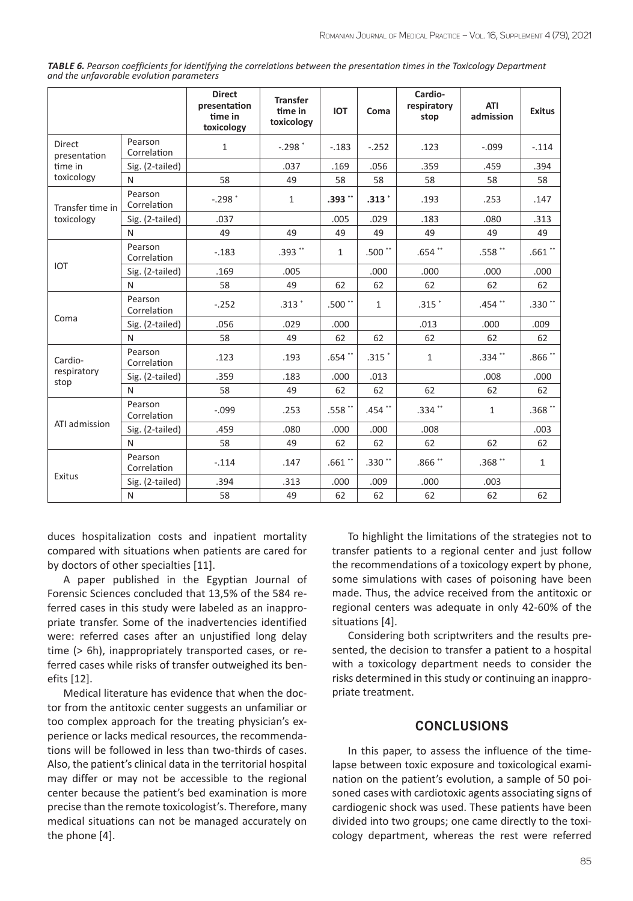***TABLE 6.*** *Pearson coefficients for identifying the correlations between the presentation times in the Toxicology Department and the unfavorable evolution parameters*

| | | Direct presentation time in toxicology | Transfer time in toxicology | IOT | Coma | Cardio-respiratory stop | ATI admission | Exitus |
|---|---|---|---|---|---|---|---|---|
| Direct presentation time in toxicology | Pearson Correlation | 1 | -.298 * | -.183 | -.252 | .123 | -.099 | -.114 |
| | Sig. (2-tailed) | | .037 | .169 | .056 | .359 | .459 | .394 |
| | N | 58 | 49 | 58 | 58 | 58 | 58 | 58 |
| Transfer time in toxicology | Pearson Correlation | -.298 * | 1 | **.393 \*\*** | **.313 \*** | .193 | .253 | .147 |
| | Sig. (2-tailed) | .037 | | .005 | .029 | .183 | .080 | .313 |
| | N | 49 | 49 | 49 | 49 | 49 | 49 | 49 |
| IOT | Pearson Correlation | -.183 | .393 ** | 1 | .500 ** | .654 ** | .558 ** | .661 ** |
| | Sig. (2-tailed) | .169 | .005 | | .000 | .000 | .000 | .000 |
| | N | 58 | 49 | 62 | 62 | 62 | 62 | 62 |
| Coma | Pearson Correlation | -.252 | .313 * | .500 ** | 1 | .315 * | .454 ** | .330 ** |
| | Sig. (2-tailed) | .056 | .029 | .000 | | .013 | .000 | .009 |
| | N | 58 | 49 | 62 | 62 | 62 | 62 | 62 |
| Cardio-respiratory stop | Pearson Correlation | .123 | .193 | .654 ** | .315 * | 1 | .334 ** | .866 ** |
| | Sig. (2-tailed) | .359 | .183 | .000 | .013 | | .008 | .000 |
| | N | 58 | 49 | 62 | 62 | 62 | 62 | 62 |
| ATI admission | Pearson Correlation | -.099 | .253 | .558 ** | .454 ** | .334 ** | 1 | .368 ** |
| | Sig. (2-tailed) | .459 | .080 | .000 | .000 | .008 | | .003 |
| | N | 58 | 49 | 62 | 62 | 62 | 62 | 62 |
| Exitus | Pearson Correlation | -.114 | .147 | .661 ** | .330 ** | .866 ** | .368 ** | 1 |
| | Sig. (2-tailed) | .394 | .313 | .000 | .009 | .000 | .003 | |
| | N | 58 | 49 | 62 | 62 | 62 | 62 | 62 |

duces hospitalization costs and inpatient mortality compared with situations when patients are cared for by doctors of other specialties [11].

A paper published in the Egyptian Journal of Forensic Sciences concluded that 13,5% of the 584 referred cases in this study were labeled as an inappropriate transfer. Some of the inadvertencies identified were: referred cases after an unjustified long delay time (> 6h), inappropriately transported cases, or referred cases while risks of transfer outweighed its benefits [12].

Medical literature has evidence that when the doctor from the antitoxic center suggests an unfamiliar or too complex approach for the treating physician's experience or lacks medical resources, the recommendations will be followed in less than two-thirds of cases. Also, the patient's clinical data in the territorial hospital may differ or may not be accessible to the regional center because the patient's bed examination is more precise than the remote toxicologist's. Therefore, many medical situations can not be managed accurately on the phone [4].

To highlight the limitations of the strategies not to transfer patients to a regional center and just follow the recommendations of a toxicology expert by phone, some simulations with cases of poisoning have been made. Thus, the advice received from the antitoxic or regional centers was adequate in only 42-60% of the situations [4].

Considering both scriptwriters and the results presented, the decision to transfer a patient to a hospital with a toxicology department needs to consider the risks determined in this study or continuing an inappropriate treatment.

## CONCLUSIONS

In this paper, to assess the influence of the time-lapse between toxic exposure and toxicological examination on the patient's evolution, a sample of 50 poisoned cases with cardiotoxic agents associating signs of cardiogenic shock was used. These patients have been divided into two groups; one came directly to the toxicology department, whereas the rest were referred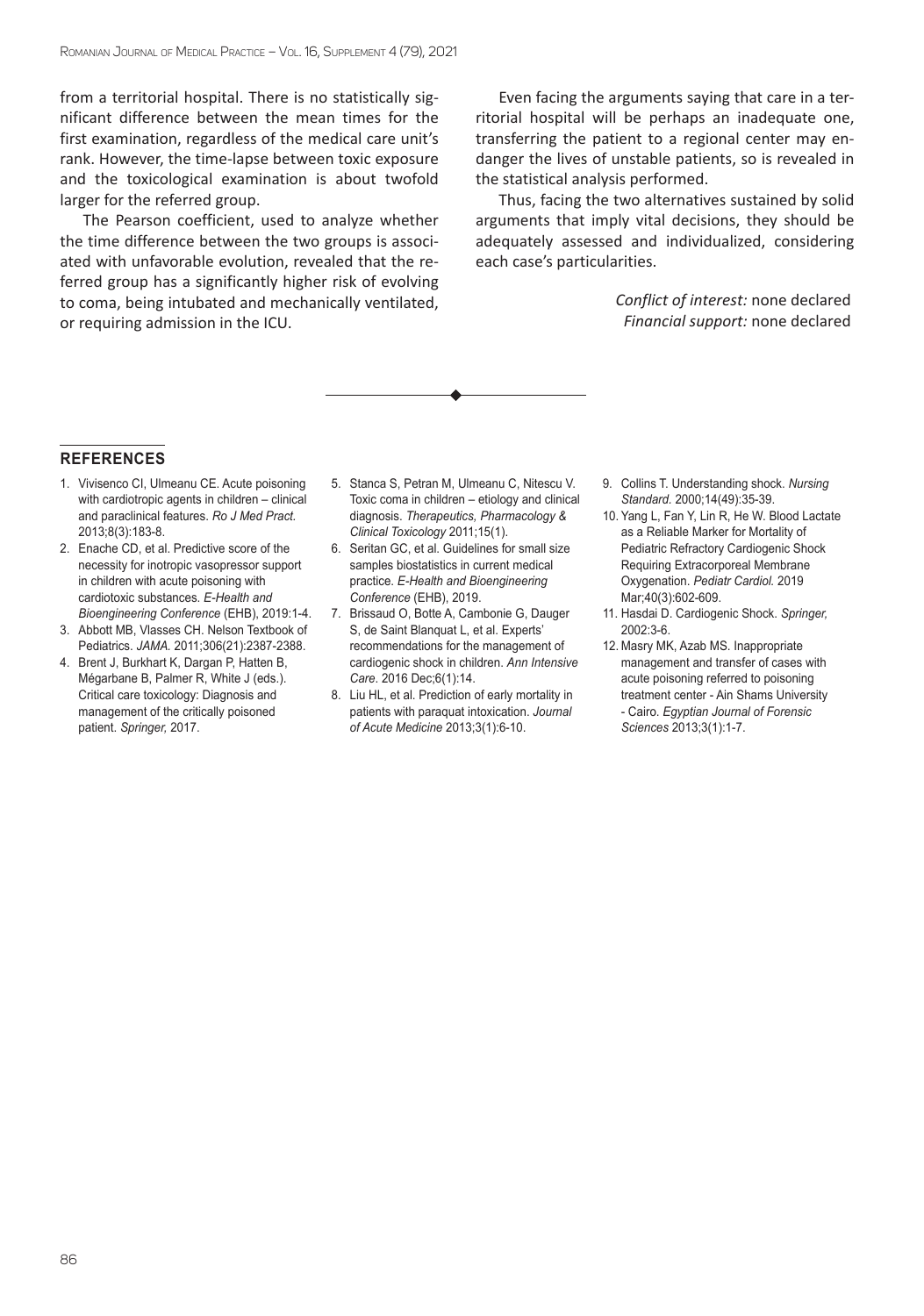from a territorial hospital. There is no statistically significant difference between the mean times for the first examination, regardless of the medical care unit's rank. However, the time-lapse between toxic exposure and the toxicological examination is about twofold larger for the referred group.

The Pearson coefficient, used to analyze whether the time difference between the two groups is associated with unfavorable evolution, revealed that the referred group has a significantly higher risk of evolving to coma, being intubated and mechanically ventilated, or requiring admission in the ICU.

Even facing the arguments saying that care in a territorial hospital will be perhaps an inadequate one, transferring the patient to a regional center may endanger the lives of unstable patients, so is revealed in the statistical analysis performed.

Thus, facing the two alternatives sustained by solid arguments that imply vital decisions, they should be adequately assessed and individualized, considering each case's particularities.

*Conflict of interest:* none declared
*Financial support:* none declared

## REFERENCES

1. Vivisenco CI, Ulmeanu CE. Acute poisoning with cardiotropic agents in children – clinical and paraclinical features. *Ro J Med Pract.* 2013;8(3):183-8.
2. Enache CD, et al. Predictive score of the necessity for inotropic vasopressor support in children with acute poisoning with cardiotoxic substances. *E-Health and Bioengineering Conference* (EHB), 2019:1-4.
3. Abbott MB, Vlasses CH. Nelson Textbook of Pediatrics. *JAMA.* 2011;306(21):2387-2388.
4. Brent J, Burkhart K, Dargan P, Hatten B, Mégarbane B, Palmer R, White J (eds.). Critical care toxicology: Diagnosis and management of the critically poisoned patient. *Springer,* 2017.
5. Stanca S, Petran M, Ulmeanu C, Nitescu V. Toxic coma in children – etiology and clinical diagnosis. *Therapeutics, Pharmacology & Clinical Toxicology* 2011;15(1).
6. Seritan GC, et al. Guidelines for small size samples biostatistics in current medical practice. *E-Health and Bioengineering Conference* (EHB), 2019.
7. Brissaud O, Botte A, Cambonie G, Dauger S, de Saint Blanquat L, et al. Experts' recommendations for the management of cardiogenic shock in children. *Ann Intensive Care*. 2016 Dec;6(1):14.
8. Liu HL, et al. Prediction of early mortality in patients with paraquat intoxication. *Journal of Acute Medicine* 2013;3(1):6-10.
9. Collins T. Understanding shock. *Nursing Standard.* 2000;14(49):35-39.
10. Yang L, Fan Y, Lin R, He W. Blood Lactate as a Reliable Marker for Mortality of Pediatric Refractory Cardiogenic Shock Requiring Extracorporeal Membrane Oxygenation. *Pediatr Cardiol.* 2019 Mar;40(3):602-609.
11. Hasdai D. Cardiogenic Shock. *Springer,* 2002:3-6.
12. Masry MK, Azab MS. Inappropriate management and transfer of cases with acute poisoning referred to poisoning treatment center - Ain Shams University - Cairo. *Egyptian Journal of Forensic Sciences* 2013;3(1):1-7.